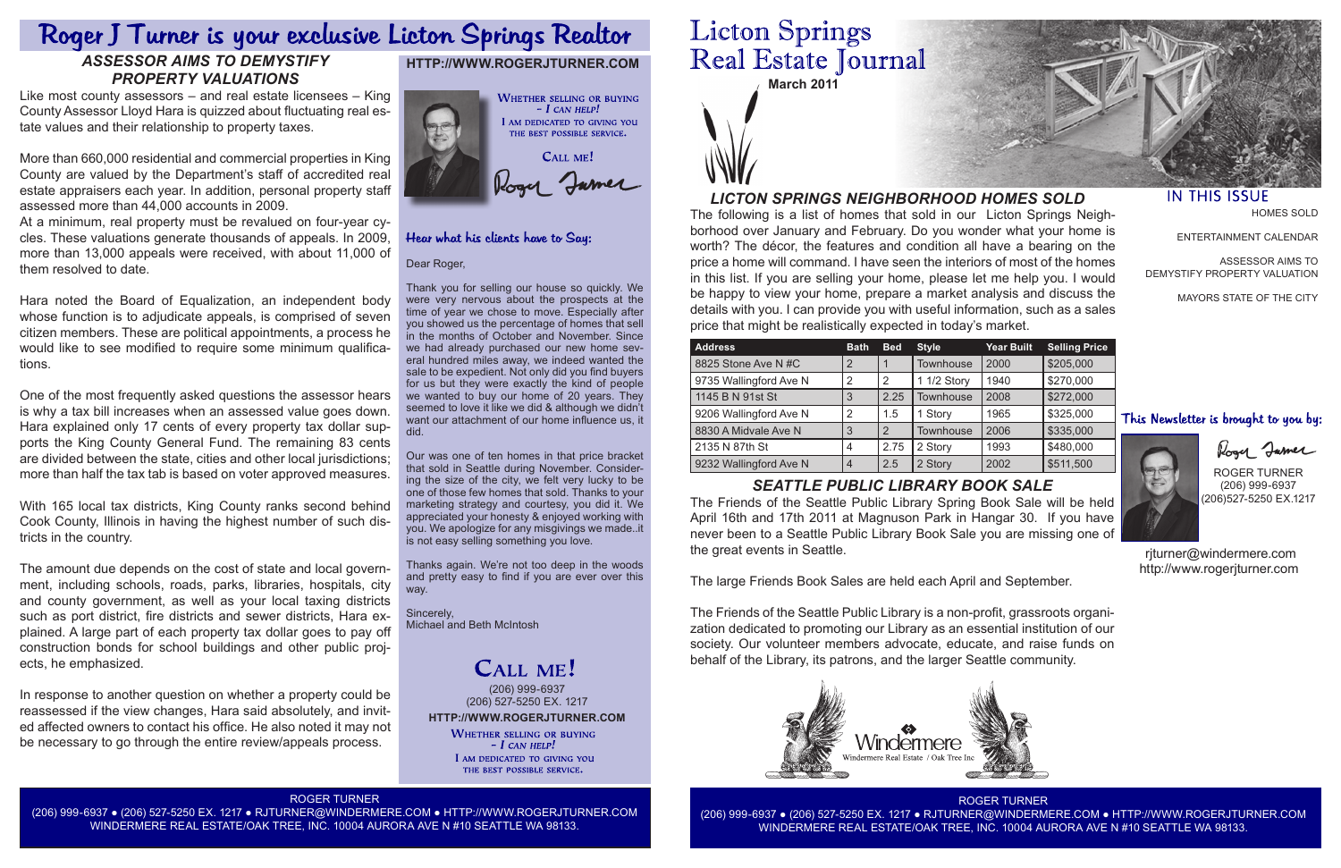# Roger J Turner is your exclusive Licton Springs Realtor

## *ASSESSOR AIMS TO DEMYSTIFY PROPERTY VALUATIONS*

Like most county assessors – and real estate licensees – King County Assessor Lloyd Hara is quizzed about fluctuating real estate values and their relationship to property taxes.

More than 660,000 residential and commercial properties in King County are valued by the Department's staff of accredited real estate appraisers each year. In addition, personal property staff assessed more than 44,000 accounts in 2009.

At a minimum, real property must be revalued on four-year cycles. These valuations generate thousands of appeals. In 2009, more than 13,000 appeals were received, with about 11,000 of them resolved to date.

Hara noted the Board of Equalization, an independent body whose function is to adjudicate appeals, is comprised of seven citizen members. These are political appointments, a process he would like to see modified to require some minimum qualifications.

One of the most frequently asked questions the assessor hears is why a tax bill increases when an assessed value goes down. Hara explained only 17 cents of every property tax dollar supports the King County General Fund. The remaining 83 cents are divided between the state, cities and other local jurisdictions; more than half the tax tab is based on voter approved measures.

With 165 local tax districts, King County ranks second behind Cook County, Illinois in having the highest number of such districts in the country.

The amount due depends on the cost of state and local government, including schools, roads, parks, libraries, hospitals, city and county government, as well as your local taxing districts such as port district, fire districts and sewer districts, Hara explained. A large part of each property tax dollar goes to pay off construction bonds for school buildings and other public projects, he emphasized.

In response to another question on whether a property could be reassessed if the view changes, Hara said absolutely, and invited affected owners to contact his office. He also noted it may not be necessary to go through the entire review/appeals process.

**HTTP://WWW.ROGERJTURNER.COM**

WHETHER SELLING OR BUYING – *I CAN HELP!*
I AM DEDICATED TO GIVING YOU THE BEST POSSIBLE SERVICE.

CALL ME!

Roger Turner

### *Hear what his clients have to Say:*

Dear Roger,

Thank you for selling our house so quickly. We were very nervous about the prospects at the time of year we chose to move. Especially after you showed us the percentage of homes that sell in the months of October and November. Since we had already purchased our new home several hundred miles away, we indeed wanted the sale to be expedient. Not only did you find buyers for us but they were exactly the kind of people we wanted to buy our home of 20 years. They seemed to love it like we did & although we didn't want our attachment of our home influence us, it did.

Our was one of ten homes in that price bracket that sold in Seattle during November. Considering the size of the city, we felt very lucky to be one of those few homes that sold. Thanks to your marketing strategy and courtesy, you did it. We appreciated your honesty & enjoyed working with you. We apologize for any misgivings we made..it is not easy selling something you love.

Thanks again. We're not too deep in the woods and pretty easy to find if you are ever over this way.

Sincerely,
Michael and Beth McIntosh

**CALL ME!**

(206) 999-6937
(206) 527-5250 EX. 1217

**HTTP://WWW.ROGERJTURNER.COM**

WHETHER SELLING OR BUYING – *I CAN HELP!*
I AM DEDICATED TO GIVING YOU THE BEST POSSIBLE SERVICE.

ROGER TURNER
(206) 999-6937 ● (206) 527-5250 EX. 1217 ● RJTURNER@WINDERMERE.COM ● HTTP://WWW.ROGERJTURNER.COM
WINDERMERE REAL ESTATE/OAK TREE, INC. 10004 AURORA AVE N #10 SEATTLE WA 98133.

# Licton Springs Real Estate Journal

**March 2011**

## IN THIS ISSUE

HOMES SOLD

ENTERTAINMENT CALENDAR

ASSESSOR AIMS TO DEMYSTIFY PROPERTY VALUATION

MAYORS STATE OF THE CITY

## *LICTON SPRINGS NEIGHBORHOOD HOMES SOLD*

The following is a list of homes that sold in our Licton Springs Neighborhood over January and February. Do you wonder what your home is worth? The décor, the features and condition all have a bearing on the price a home will command. I have seen the interiors of most of the homes in this list. If you are selling your home, please let me help you. I would be happy to view your home, prepare a market analysis and discuss the details with you. I can provide you with useful information, such as a sales price that might be realistically expected in today's market.

| Address | Bath | Bed | Style | Year Built | Selling Price |
|---|---|---|---|---|---|
| 8825 Stone Ave N #C | 2 | 1 | Townhouse | 2000 | $205,000 |
| 9735 Wallingford Ave N | 2 | 2 | 1 1/2 Story | 1940 | $270,000 |
| 1145 B N 91st St | 3 | 2.25 | Townhouse | 2008 | $272,000 |
| 9206 Wallingford Ave N | 2 | 1.5 | 1 Story | 1965 | $325,000 |
| 8830 A Midvale Ave N | 3 | 2 | Townhouse | 2006 | $335,000 |
| 2135 N 87th St | 4 | 2.75 | 2 Story | 1993 | $480,000 |
| 9232 Wallingford Ave N | 4 | 2.5 | 2 Story | 2002 | $511,500 |

## *SEATTLE PUBLIC LIBRARY BOOK SALE*

The Friends of the Seattle Public Library Spring Book Sale will be held April 16th and 17th 2011 at Magnuson Park in Hangar 30. If you have never been to a Seattle Public Library Book Sale you are missing one of the great events in Seattle.

The large Friends Book Sales are held each April and September.

The Friends of the Seattle Public Library is a non-profit, grassroots organization dedicated to promoting our Library as an essential institution of our society. Our volunteer members advocate, educate, and raise funds on behalf of the Library, its patrons, and the larger Seattle community.

### *This Newsletter is brought to you by:*

Roger Turner

ROGER TURNER
(206) 999-6937
(206)527-5250 EX.1217

rjturner@windermere.com
http://www.rogerjturner.com

Windermere
Windermere Real Estate / Oak Tree Inc

ROGER TURNER
(206) 999-6937 ● (206) 527-5250 EX. 1217 ● RJTURNER@WINDERMERE.COM ● HTTP://WWW.ROGERJTURNER.COM
WINDERMERE REAL ESTATE/OAK TREE, INC. 10004 AURORA AVE N #10 SEATTLE WA 98133.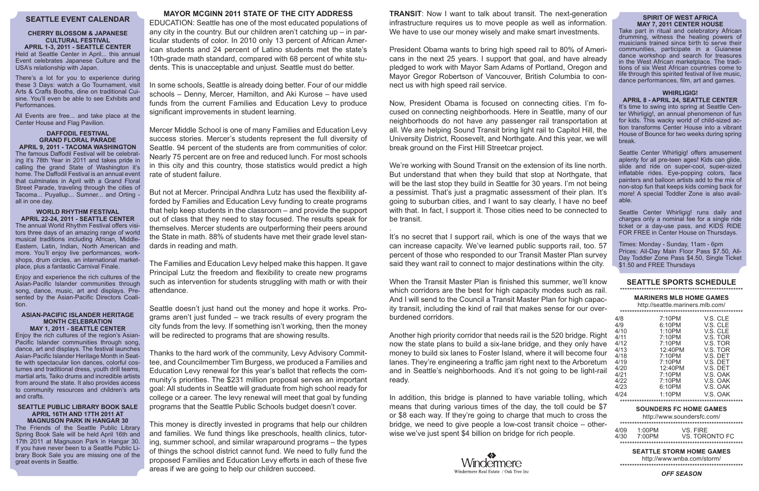## SEATTLE EVENT CALENDAR

#### CHERRY BLOSSOM & JAPANESE CULTURAL FESTIVAL
#### APRIL 1-3, 2011 - SEATTLE CENTER

Held at Seattle Center in April... this annual Event celebrates Japanese Culture and the USA's relationship with Japan.

There's a lot for you to experience during these 3 Days: watch a Go Tournament, visit Arts & Crafts Booths, dine on traditional Cuisine. You'll even be able to see Exhibits and Performances.

All Events are free... and take place at the Center House and Flag Pavilion.

#### DAFFODIL FESTIVAL
#### GRAND FLORAL PARADE
#### APRIL 9, 2011 - TACOMA WASHINGTON

The famous Daffodil Festival will be celebrating it's 78th Year in 2011 and takes pride in calling the grand State of Washington it's home. The Daffodil Festival is an annual event that culminates in April with a Grand Floral Street Parade, traveling through the cities of Tacoma... Puyallup... Sumner... and Orting - all in one day.

#### WORLD RHYTHM FESTIVAL
#### APRIL 22-24, 2011 - SEATTLE CENTER

The annual World Rhythm Festival offers visitors three days of an amazing range of world musical traditions including African, Middle-Eastern, Latin, Indian, North American and more. You'll enjoy live performances, workshops, drum circles, an international marketplace, plus a fantastic Carnival Finale.

Enjoy and experience the rich cultures of the Asian-Pacific Islander communities through song, dance, music, art and displays. Presented by the Asian-Pacific Directors Coalition.

#### ASIAN-PACIFIC ISLANDER HERITAGE MONTH CELEBRATION
#### MAY 1, 2011 - SEATTLE CENTER

Enjoy the rich cultures of the region's Asian-Pacific Islander communities through song, dance, art and displays. The festival launches Asian-Pacific Islander Heritage Month in Seattle with spectacular lion dances, colorful costumes and traditional dress, youth drill teams, martial arts, Taiko drums and incredible artists from around the state. It also provides access to community resources and children's arts and crafts.

#### SEATTLE PUBLIC LIBRARY BOOK SALE
#### APRIL 16TH AND 17TH 2011 AT MAGNUSON PARK IN HANGAR 30

The Friends of the Seattle Public Library Spring Book Sale will be held April 16th and 17th 2011 at Magnuson Park in Hangar 30. If you have never been to a Seattle Public Library Book Sale you are missing one of the great events in Seattle.

## MAYOR MCGINN 2011 STATE OF THE CITY ADDRESS

EDUCATION: Seattle has one of the most educated populations of any city in the country. But our children aren't catching up – in particular students of color. In 2010 only 13 percent of African American students and 24 percent of Latino students met the state's 10th-grade math standard, compared with 68 percent of white students. This is unacceptable and unjust. Seattle must do better.

In some schools, Seattle is already doing better. Four of our middle schools – Denny, Mercer, Hamilton, and Aki Kurose – have used funds from the current Families and Education Levy to produce significant improvements in student learning.

Mercer Middle School is one of many Families and Education Levy success stories. Mercer's students represent the full diversity of Seattle. 94 percent of the students are from communities of color. Nearly 75 percent are on free and reduced lunch. For most schools in this city and this country, those statistics would predict a high rate of student failure.

But not at Mercer. Principal Andhra Lutz has used the flexibility afforded by Families and Education Levy funding to create programs that help keep students in the classroom – and provide the support out of class that they need to stay focused. The results speak for themselves. Mercer students are outperforming their peers around the State in math. 88% of students have met their grade level standards in reading and math.

The Families and Education Levy helped make this happen. It gave Principal Lutz the freedom and flexibility to create new programs such as intervention for students struggling with math or with their attendance.

Seattle doesn't just hand out the money and hope it works. Programs aren't just funded – we track results of every program the city funds from the levy. If something isn't working, then the money will be redirected to programs that are showing results.

Thanks to the hard work of the community, Levy Advisory Committee, and Councilmember Tim Burgess, we produced a Families and Education Levy renewal for this year's ballot that reflects the community's priorities. The $231 million proposal serves an important goal: All students in Seattle will graduate from high school ready for college or a career. The levy renewal will meet that goal by funding programs that the Seattle Public Schools budget doesn't cover.

This money is directly invested in programs that help our children and families. We fund things like preschools, health clinics, tutoring, summer school, and similar wraparound programs – the types of things the school district cannot fund. We need to fully fund the proposed Families and Education Levy efforts in each of these five areas if we are going to help our children succeed.

**TRANSIT**: Now I want to talk about transit. The next-generation infrastructure requires us to move people as well as information. We have to use our money wisely and make smart investments.

President Obama wants to bring high speed rail to 80% of Americans in the next 25 years. I support that goal, and have already pledged to work with Mayor Sam Adams of Portland, Oregon and Mayor Gregor Robertson of Vancouver, British Columbia to connect us with high speed rail service.

Now, President Obama is focused on connecting cities. I'm focused on connecting neighborhoods. Here in Seattle, many of our neighborhoods do not have any passenger rail transportation at all. We are helping Sound Transit bring light rail to Capitol Hill, the University District, Roosevelt, and Northgate. And this year, we will break ground on the First Hill Streetcar project.

We're working with Sound Transit on the extension of its line north. But understand that when they build that stop at Northgate, that will be the last stop they build in Seattle for 30 years. I'm not being a pessimist. That's just a pragmatic assessment of their plan. It's going to suburban cities, and I want to say clearly, I have no beef with that. In fact, I support it. Those cities need to be connected to be transit.

It's no secret that I support rail, which is one of the ways that we can increase capacity. We've learned public supports rail, too. 57 percent of those who responded to our Transit Master Plan survey said they want rail to connect to major destinations within the city.

When the Transit Master Plan is finished this summer, we'll know which corridors are the best for high capacity modes such as rail. And I will send to the Council a Transit Master Plan for high capacity transit, including the kind of rail that makes sense for our overburdened corridors.

Another high priority corridor that needs rail is the 520 bridge. Right now the state plans to build a six-lane bridge, and they only have money to build six lanes to Foster Island, where it will become four lanes. They're engineering a traffic jam right next to the Arboretum and in Seattle's neighborhoods. And it's not going to be light-rail ready.

In addition, this bridge is planned to have variable tolling, which means that during various times of the day, the toll could be $7 or $8 each way. If they're going to charge that much to cross the bridge, we need to give people a low-cost transit choice – otherwise we've just spent $4 billion on bridge for rich people.

Windermere
Windermere Real Estate / Oak Tree Inc

#### SPIRIT OF WEST AFRICA
#### MAY 7, 2011 CENTER HOUSE

Take part in ritual and celebratory African drumming, witness the healing powers of musicians trained since birth to serve their communities, participate in a Guianese dance workshop and search for treasures in the West African marketplace. The traditions of six West African countries come to life through this spirited festival of live music, dance performances, film, art and games.

#### WHIRLIGIG!
#### APRIL 8 - APRIL 24, SEATTLE CENTER

It's time to swing into spring at Seattle Center Whirligig!, an annual phenomenon of fun for kids. This wacky world of child-sized action transforms Center House into a vibrant House of Bounce for two weeks during spring break.

Seattle Center Whirligig! offers amusement aplenty for all pre-teen ages! Kids can glide, slide and ride on super-cool, super-sized inflatable rides. Eye-popping colors, face painters and balloon artists add to the mix of non-stop fun that keeps kids coming back for more! A special Toddler Zone is also available.

Seattle Center Whirligig! runs daily and charges only a nominal fee for a single ride ticket or a day-use pass, and KIDS RIDE FOR FREE in Center House on Thursdays.

Times: Monday - Sunday, 11am - 6pm
Prices: All-Day Main Floor Pass $7.50, All-Day Toddler Zone Pass $4.50, Single Ticket $1.50 and FREE Thursdays

## SEATTLE SPORTS SCHEDULE

#### MARINERS MLB HOME GAMES
http://seattle.mariners.mlb.com/

| | | |
|---|---|---|
| 4/8 | 7:10PM | V.S. CLE |
| 4/9 | 6:10PM | V.S. CLE |
| 4/10 | 1:10PM | V.S. CLE |
| 4/11 | 7:10PM | V.S. TOR |
| 4/12 | 7:10PM | V.S. TOR |
| 4/13 | 12:40PM | V.S. TOR |
| 4/18 | 7:10PM | V.S. DET |
| 4/19 | 7:10PM | V.S. DET |
| 4/20 | 12:40PM | V.S. DET |
| 4/21 | 7:10PM | V.S. OAK |
| 4/22 | 7:10PM | V.S. OAK |
| 4/23 | 6:10PM | V.S. OAK |
| 4/24 | 1:10PM | V.S. OAK |

#### SOUNDERS FC HOME GAMES
http://www.soundersfc.com/

| | | |
|---|---|---|
| 4/09 | 1:00PM | VS. FIRE |
| 4/30 | 7:00PM | VS. TORONTO FC |

#### SEATTLE STORM HOME GAMES
http://www.wnba.com/storm/

*OFF SEASON*